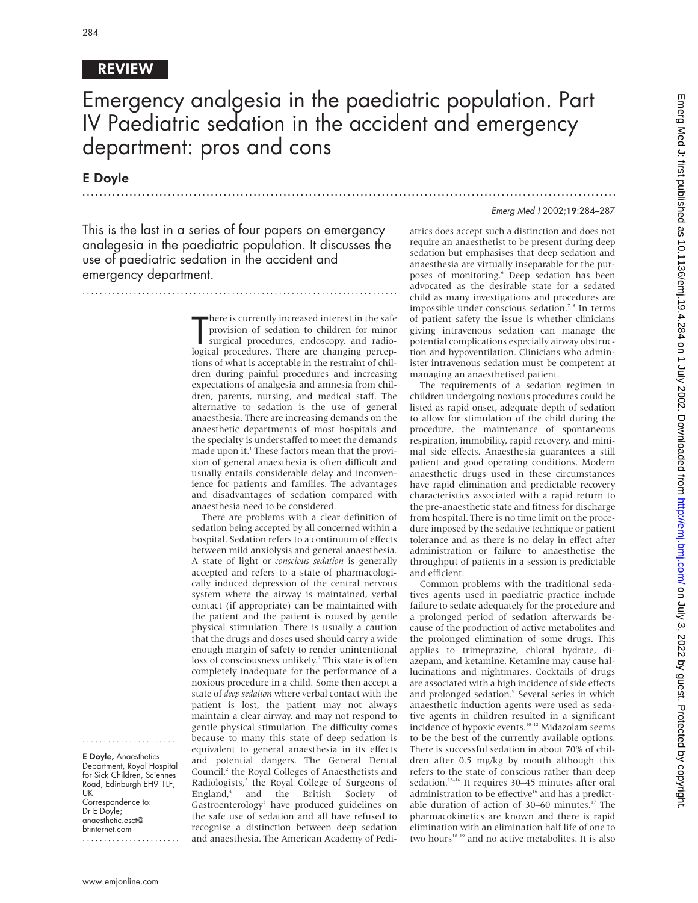REVIEW

# Emergency analgesia in the paediatric population. Part IV Paediatric sedation in the accident and emergency department: pros and cons

**E Doyle**

This is the last in a series of four papers on emergency analegesia in the paediatric population. It discusses the use of paediatric sedation in the accident and emergency department.

There is currently increased interest in the safe provision of sedation to children for minor surgical procedures, endoscopy, and radiological procedures. There are changing perceptions of what is acceptable in the restraint of children during painful procedures and increasing expectations of analgesia and amnesia from children, parents, nursing, and medical staff. The alternative to sedation is the use of general anaesthesia. There are increasing demands on the anaesthetic departments of most hospitals and the specialty is understaffed to meet the demands made upon it.[1] These factors mean that the provision of general anaesthesia is often difficult and usually entails considerable delay and inconvenience for patients and families. The advantages and disadvantages of sedation compared with anaesthesia need to be considered.

There are problems with a clear definition of sedation being accepted by all concerned within a hospital. Sedation refers to a continuum of effects between mild anxiolysis and general anaesthesia. A state of light or *conscious sedation* is generally accepted and refers to a state of pharmacologically induced depression of the central nervous system where the airway is maintained, verbal contact (if appropriate) can be maintained with the patient and the patient is roused by gentle physical stimulation. There is usually a caution that the drugs and doses used should carry a wide enough margin of safety to render unintentional loss of consciousness unlikely.[2] This state is often completely inadequate for the performance of a noxious procedure in a child. Some then accept a state of *deep sedation* where verbal contact with the patient is lost, the patient may not always maintain a clear airway, and may not respond to gentle physical stimulation. The difficulty comes because to many this state of deep sedation is equivalent to general anaesthesia in its effects and potential dangers. The General Dental Council,[2] the Royal Colleges of Anaesthetists and Radiologists,[3] the Royal College of Surgeons of England,[4] and the British Society of Gastroenterology[5] have produced guidelines on the safe use of sedation and all have refused to recognise a distinction between deep sedation and anaesthesia. The American Academy of Pediatrics does accept such a distinction and does not require an anaesthetist to be present during deep sedation but emphasises that deep sedation and anaesthesia are virtually inseparable for the purposes of monitoring.[6] Deep sedation has been advocated as the desirable state for a sedated child as many investigations and procedures are impossible under conscious sedation.[7 8] In terms of patient safety the issue is whether clinicians giving intravenous sedation can manage the potential complications especially airway obstruction and hypoventilation. Clinicians who administer intravenous sedation must be competent at managing an anaesthetised patient.

The requirements of a sedation regimen in children undergoing noxious procedures could be listed as rapid onset, adequate depth of sedation to allow for stimulation of the child during the procedure, the maintenance of spontaneous respiration, immobility, rapid recovery, and minimal side effects. Anaesthesia guarantees a still patient and good operating conditions. Modern anaesthetic drugs used in these circumstances have rapid elimination and predictable recovery characteristics associated with a rapid return to the pre-anaesthetic state and fitness for discharge from hospital. There is no time limit on the procedure imposed by the sedative technique or patient tolerance and as there is no delay in effect after administration or failure to anaesthetise the throughput of patients in a session is predictable and efficient.

Common problems with the traditional sedatives agents used in paediatric practice include failure to sedate adequately for the procedure and a prolonged period of sedation afterwards because of the production of active metabolites and the prolonged elimination of some drugs. This applies to trimeprazine, chloral hydrate, diazepam, and ketamine. Ketamine may cause hallucinations and nightmares. Cocktails of drugs are associated with a high incidence of side effects and prolonged sedation.[9] Several series in which anaesthetic induction agents were used as sedative agents in children resulted in a significant incidence of hypoxic events.[10–12] Midazolam seems to be the best of the currently available options. There is successful sedation in about 70% of children after 0.5 mg/kg by mouth although this refers to the state of conscious rather than deep sedation.[13–16] It requires 30–45 minutes after oral administration to be effective[16] and has a predictable duration of action of 30–60 minutes.[17] The pharmacokinetics are known and there is rapid elimination with an elimination half life of one to two hours[18 19] and no active metabolites. It is also

**E Doyle,** Anaesthetics Department, Royal Hospital for Sick Children, Sciennes Road, Edinburgh EH9 1LF, UK

Correspondence to: Dr E Doyle; anaesthetic.esct@btinternet.com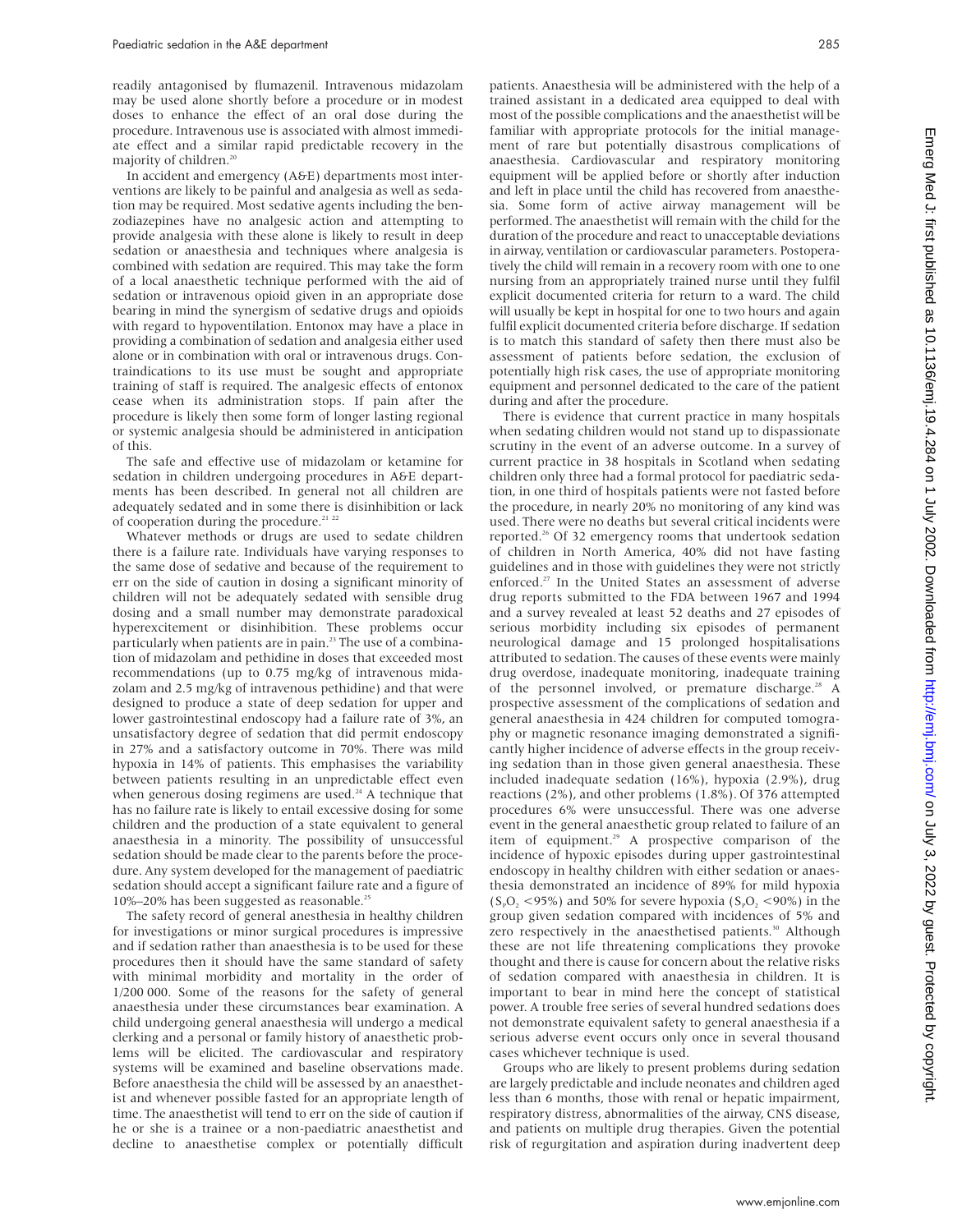readily antagonised by flumazenil. Intravenous midazolam may be used alone shortly before a procedure or in modest doses to enhance the effect of an oral dose during the procedure. Intravenous use is associated with almost immediate effect and a similar rapid predictable recovery in the majority of children.[20]

In accident and emergency (A&E) departments most interventions are likely to be painful and analgesia as well as sedation may be required. Most sedative agents including the benzodiazepines have no analgesic action and attempting to provide analgesia with these alone is likely to result in deep sedation or anaesthesia and techniques where analgesia is combined with sedation are required. This may take the form of a local anaesthetic technique performed with the aid of sedation or intravenous opioid given in an appropriate dose bearing in mind the synergism of sedative drugs and opioids with regard to hypoventilation. Entonox may have a place in providing a combination of sedation and analgesia either used alone or in combination with oral or intravenous drugs. Contraindications to its use must be sought and appropriate training of staff is required. The analgesic effects of entonox cease when its administration stops. If pain after the procedure is likely then some form of longer lasting regional or systemic analgesia should be administered in anticipation of this.

The safe and effective use of midazolam or ketamine for sedation in children undergoing procedures in A&E departments has been described. In general not all children are adequately sedated and in some there is disinhibition or lack of cooperation during the procedure.[21 22]

Whatever methods or drugs are used to sedate children there is a failure rate. Individuals have varying responses to the same dose of sedative and because of the requirement to err on the side of caution in dosing a significant minority of children will not be adequately sedated with sensible drug dosing and a small number may demonstrate paradoxical hyperexcitement or disinhibition. These problems occur particularly when patients are in pain.[23] The use of a combination of midazolam and pethidine in doses that exceeded most recommendations (up to 0.75 mg/kg of intravenous midazolam and 2.5 mg/kg of intravenous pethidine) and that were designed to produce a state of deep sedation for upper and lower gastrointestinal endoscopy had a failure rate of 3%, an unsatisfactory degree of sedation that did permit endoscopy in 27% and a satisfactory outcome in 70%. There was mild hypoxia in 14% of patients. This emphasises the variability between patients resulting in an unpredictable effect even when generous dosing regimens are used.[24] A technique that has no failure rate is likely to entail excessive dosing for some children and the production of a state equivalent to general anaesthesia in a minority. The possibility of unsuccessful sedation should be made clear to the parents before the procedure. Any system developed for the management of paediatric sedation should accept a significant failure rate and a figure of 10%–20% has been suggested as reasonable.[25]

The safety record of general anesthesia in healthy children for investigations or minor surgical procedures is impressive and if sedation rather than anaesthesia is to be used for these procedures then it should have the same standard of safety with minimal morbidity and mortality in the order of 1/200 000. Some of the reasons for the safety of general anaesthesia under these circumstances bear examination. A child undergoing general anaesthesia will undergo a medical clerking and a personal or family history of anaesthetic problems will be elicited. The cardiovascular and respiratory systems will be examined and baseline observations made. Before anaesthesia the child will be assessed by an anaesthetist and whenever possible fasted for an appropriate length of time. The anaesthetist will tend to err on the side of caution if he or she is a trainee or a non-paediatric anaesthetist and decline to anaesthetise complex or potentially difficult patients. Anaesthesia will be administered with the help of a trained assistant in a dedicated area equipped to deal with most of the possible complications and the anaesthetist will be familiar with appropriate protocols for the initial management of rare but potentially disastrous complications of anaesthesia. Cardiovascular and respiratory monitoring equipment will be applied before or shortly after induction and left in place until the child has recovered from anaesthesia. Some form of active airway management will be performed. The anaesthetist will remain with the child for the duration of the procedure and react to unacceptable deviations in airway, ventilation or cardiovascular parameters. Postoperatively the child will remain in a recovery room with one to one nursing from an appropriately trained nurse until they fulfil explicit documented criteria for return to a ward. The child will usually be kept in hospital for one to two hours and again fulfil explicit documented criteria before discharge. If sedation is to match this standard of safety then there must also be assessment of patients before sedation, the exclusion of potentially high risk cases, the use of appropriate monitoring equipment and personnel dedicated to the care of the patient during and after the procedure.

There is evidence that current practice in many hospitals when sedating children would not stand up to dispassionate scrutiny in the event of an adverse outcome. In a survey of current practice in 38 hospitals in Scotland when sedating children only three had a formal protocol for paediatric sedation, in one third of hospitals patients were not fasted before the procedure, in nearly 20% no monitoring of any kind was used. There were no deaths but several critical incidents were reported.[26] Of 32 emergency rooms that undertook sedation of children in North America, 40% did not have fasting guidelines and in those with guidelines they were not strictly enforced.[27] In the United States an assessment of adverse drug reports submitted to the FDA between 1967 and 1994 and a survey revealed at least 52 deaths and 27 episodes of serious morbidity including six episodes of permanent neurological damage and 15 prolonged hospitalisations attributed to sedation. The causes of these events were mainly drug overdose, inadequate monitoring, inadequate training of the personnel involved, or premature discharge.[28] A prospective assessment of the complications of sedation and general anaesthesia in 424 children for computed tomography or magnetic resonance imaging demonstrated a significantly higher incidence of adverse effects in the group receiving sedation than in those given general anaesthesia. These included inadequate sedation (16%), hypoxia (2.9%), drug reactions (2%), and other problems (1.8%). Of 376 attempted procedures 6% were unsuccessful. There was one adverse event in the general anaesthetic group related to failure of an item of equipment.[29] A prospective comparison of the incidence of hypoxic episodes during upper gastrointestinal endoscopy in healthy children with either sedation or anaesthesia demonstrated an incidence of 89% for mild hypoxia ($S_pO_2$ <95%) and 50% for severe hypoxia ($S_pO_2$ <90%) in the group given sedation compared with incidences of 5% and zero respectively in the anaesthetised patients.[30] Although these are not life threatening complications they provoke thought and there is cause for concern about the relative risks of sedation compared with anaesthesia in children. It is important to bear in mind here the concept of statistical power. A trouble free series of several hundred sedations does not demonstrate equivalent safety to general anaesthesia if a serious adverse event occurs only once in several thousand cases whichever technique is used.

Groups who are likely to present problems during sedation are largely predictable and include neonates and children aged less than 6 months, those with renal or hepatic impairment, respiratory distress, abnormalities of the airway, CNS disease, and patients on multiple drug therapies. Given the potential risk of regurgitation and aspiration during inadvertent deep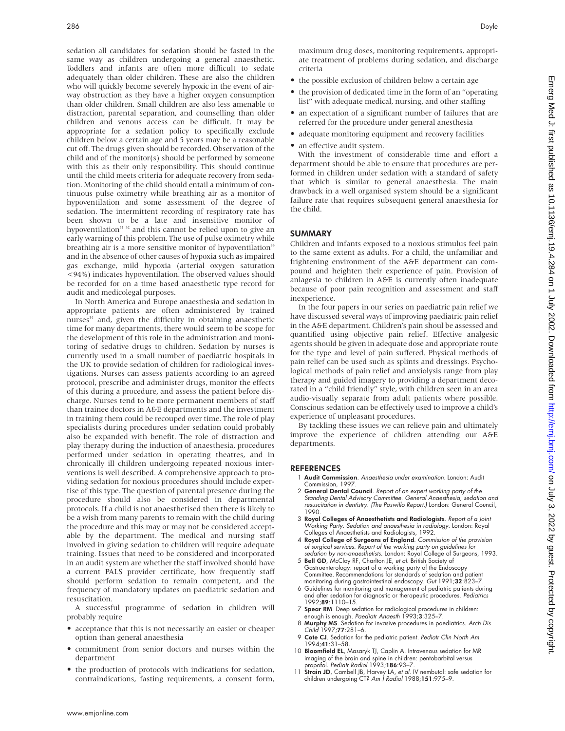sedation all candidates for sedation should be fasted in the same way as children undergoing a general anaesthetic. Toddlers and infants are often more difficult to sedate adequately than older children. These are also the children who will quickly become severely hypoxic in the event of airway obstruction as they have a higher oxygen consumption than older children. Small children are also less amenable to distraction, parental separation, and counselling than older children and venous access can be difficult. It may be appropriate for a sedation policy to specifically exclude children below a certain age and 5 years may be a reasonable cut off. The drugs given should be recorded. Observation of the child and of the monitor(s) should be performed by someone with this as their only responsibility. This should continue until the child meets criteria for adequate recovery from sedation. Monitoring of the child should entail a minimum of continuous pulse oximetry while breathing air as a monitor of hypoventilation and some assessment of the degree of sedation. The intermittent recording of respiratory rate has been shown to be a late and insensitive monitor of hypoventilation[31 32] and this cannot be relied upon to give an early warning of this problem. The use of pulse oximetry while breathing air is a more sensitive monitor of hypoventilation[33] and in the absence of other causes of hypoxia such as impaired gas exchange, mild hypoxia (arterial oxygen saturation <94%) indicates hypoventilation. The observed values should be recorded for on a time based anaesthetic type record for audit and medicolegal purposes.

In North America and Europe anaesthesia and sedation in appropriate patients are often administered by trained nurses[34] and, given the difficulty in obtaining anaesthetic time for many departments, there would seem to be scope for the development of this role in the administration and monitoring of sedative drugs to children. Sedation by nurses is currently used in a small number of paediatric hospitals in the UK to provide sedation of children for radiological investigations. Nurses can assess patients according to an agreed protocol, prescribe and administer drugs, monitor the effects of this during a procedure, and assess the patient before discharge. Nurses tend to be more permanent members of staff than trainee doctors in A&E departments and the investment in training them could be recouped over time. The role of play specialists during procedures under sedation could probably also be expanded with benefit. The role of distraction and play therapy during the induction of anaesthesia, procedures performed under sedation in operating theatres, and in chronically ill children undergoing repeated noxious interventions is well described. A comprehensive approach to providing sedation for noxious procedures should include expertise of this type. The question of parental presence during the procedure should also be considered in departmental protocols. If a child is not anaesthetised then there is likely to be a wish from many parents to remain with the child during the procedure and this may or may not be considered acceptable by the department. The medical and nursing staff involved in giving sedation to children will require adequate training. Issues that need to be considered and incorporated in an audit system are whether the staff involved should have a current PALS provider certificate, how frequently staff should perform sedation to remain competent, and the frequency of mandatory updates on paediatric sedation and resuscitation.

A successful programme of sedation in children will probably require

- acceptance that this is not necessarily an easier or cheaper option than general anaesthesia
- commitment from senior doctors and nurses within the department
- the production of protocols with indications for sedation, contraindications, fasting requirements, a consent form, maximum drug doses, monitoring requirements, appropriate treatment of problems during sedation, and discharge criteria
- the possible exclusion of children below a certain age
- the provision of dedicated time in the form of an "operating list" with adequate medical, nursing, and other staffing
- an expectation of a significant number of failures that are referred for the procedure under general anesthesia
- adequate monitoring equipment and recovery facilities
- an effective audit system.

With the investment of considerable time and effort a department should be able to ensure that procedures are performed in children under sedation with a standard of safety that which is similar to general anaesthesia. The main drawback in a well organised system should be a significant failure rate that requires subsequent general anaesthesia for the child.

## SUMMARY

Children and infants exposed to a noxious stimulus feel pain to the same extent as adults. For a child, the unfamiliar and frightening environment of the A&E department can compound and heighten their experience of pain. Provision of anlagesia to children in A&E is currently often inadequate because of poor pain recognition and assessment and staff inexperience.

In the four papers in our series on paediatric pain relief we have discussed several ways of improving paediatric pain relief in the A&E department. Children's pain shoul be assessed and quantified using objective pain relief. Effective analgesic agents should be given in adequate dose and appropriate route for the type and level of pain suffered. Physical methods of pain relief can be used such as splints and dressings. Psychological methods of pain relief and anxiolysis range from play therapy and guided imagery to providing a department decorated in a "child friendly" style, with children seen in an area audio-visually separate from adult patients where possible. Conscious sedation can be effectively used to improve a child's experience of unpleasant procedures.

By tackling these issues we can relieve pain and ultimately improve the experience of children attending our A&E departments.

## REFERENCES

1. **Audit Commission**. *Anaesthesia under examination.* London: Audit Commission, 1997.
2. **General Dental Council**. *Report of an expert working party of the Standing Dental Advisory Committee. General Anaesthesia, sedation and resuscitation in dentistry. (The Poswillo Report.)* London: General Council, 1990.
3. **Royal Colleges of Anaesthetists and Radiologists**. *Report of a Joint Working Party. Sedation and anaesthesia in radiology.* London: Royal Colleges of Anaesthetists and Radiologists, 1992.
4. **Royal College of Surgeons of England**. *Commission of the provision of surgical services. Report of the working party on guidelines for sedation by non-anaesthetists.* London: Royal College of Surgeons, 1993.
5. **Bell GD**, McCloy RF, Charlton JE, *et al.* British Society of Gastroenterology: report of a working party of the Endoscopy Committee. Recommendations for standards of sedation and patient monitoring during gastrointestinal endoscopy. *Gut* 1991;**32**:823–7.
6. Guidelines for monitoring and management of pediatric patients during and after sedation for diagnostic or therapeutic procedures. *Pediatrics* 1992;**89**:1110–15.
7. **Spear RM**. Deep sedation for radiological procedures in children: enough is enough. *Paediatr Anaesth* 1993;**3**:325–7.
8. **Murphy MS**. Sedation for invasive procedures in paediatrics. *Arch Dis Child* 1997;**77**:281–6.
9. **Cote CJ**. Sedation for the pediatric patient. *Pediatr Clin North Am* 1994;**41**:31–58.
10. **Bloomfield EL**, Masaryk TJ, Caplin A. Intravenous sedation for MR imaging of the brain and spine in children: pentobarbital versus propofol. *Pediatr Radiol* 1993;**186**:93–7.
11. **Strain JD**, Cambell JB, Harvey LA, *et al.* IV nembutal: safe sedation for children undergoing CT? *Am J Radiol* 1988;**151**:975–9.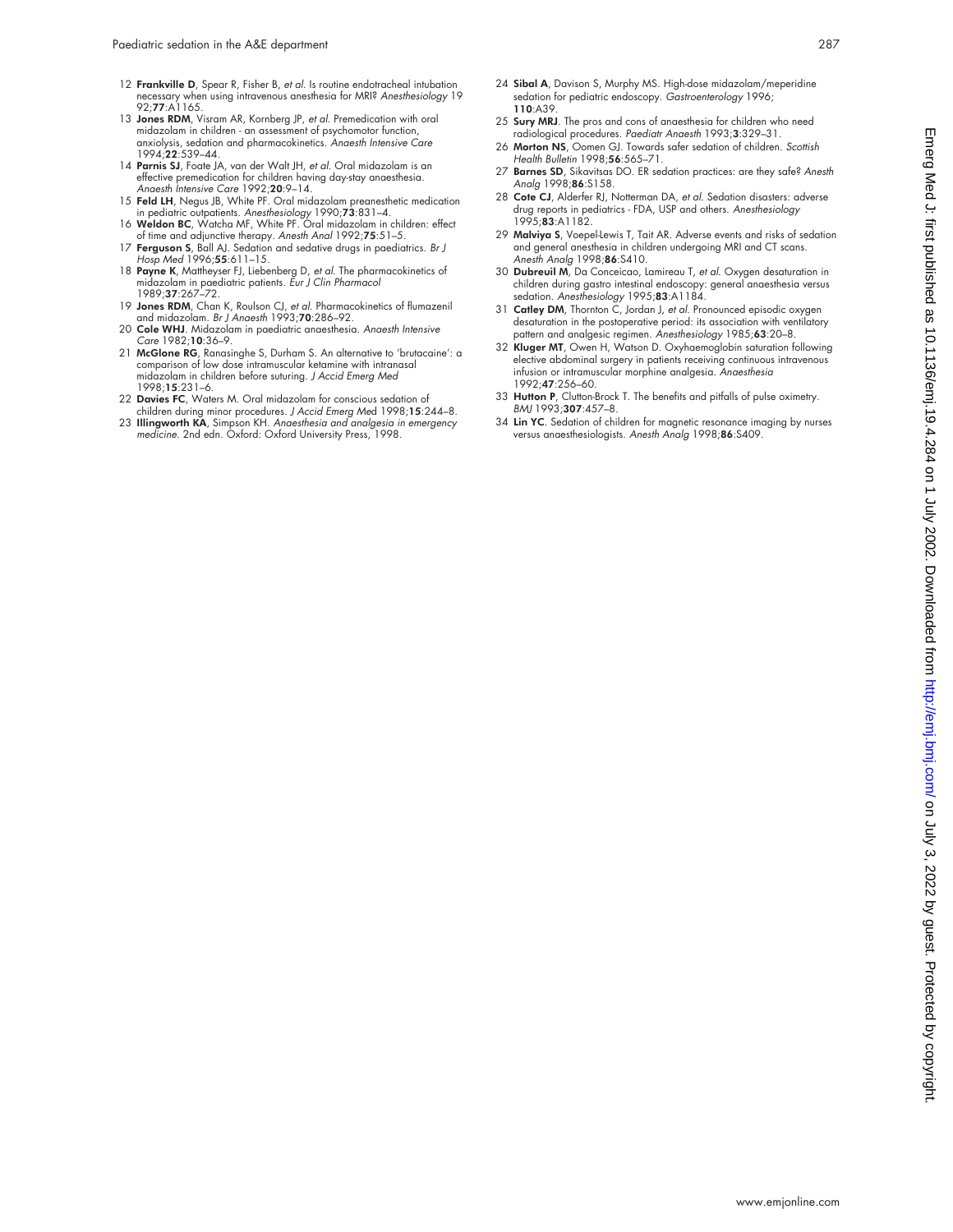12 **Frankville D**, Spear R, Fisher B, *et al*. Is routine endotracheal intubation necessary when using intravenous anesthesia for MRI? *Anesthesiology* 1992;**77**:A1165.

13 **Jones RDM**, Visram AR, Kornberg JP, *et al*. Premedication with oral midazolam in children - an assessment of psychomotor function, anxiolysis, sedation and pharmacokinetics. *Anaesth Intensive Care* 1994;**22**:539–44.

14 **Parnis SJ**, Foate JA, van der Walt JH, *et al*. Oral midazolam is an effective premedication for children having day-stay anaesthesia. *Anaesth Intensive Care* 1992;**20**:9–14.

15 **Feld LH**, Negus JB, White PF. Oral midazolam preanesthetic medication in pediatric outpatients. *Anesthesiology* 1990;**73**:831–4.

16 **Weldon BC**, Watcha MF, White PF. Oral midazolam in children: effect of time and adjunctive therapy. *Anesth Anal* 1992;**75**:51–5.

17 **Ferguson S**, Ball AJ. Sedation and sedative drugs in paediatrics. *Br J Hosp Med* 1996;**55**:611–15.

18 **Payne K**, Mattheyser FJ, Liebenberg D, *et al*. The pharmacokinetics of midazolam in paediatric patients. *Eur J Clin Pharmacol* 1989;**37**:267–72.

19 **Jones RDM**, Chan K, Roulson CJ, *et al*. Pharmacokinetics of flumazenil and midazolam. *Br J Anaesth* 1993;**70**:286–92.

20 **Cole WHJ**. Midazolam in paediatric anaesthesia. *Anaesth Intensive Care* 1982;**10**:36–9.

21 **McGlone RG**, Ranasinghe S, Durham S. An alternative to 'brutacaine': a comparison of low dose intramuscular ketamine with intranasal midazolam in children before suturing. *J Accid Emerg Med* 1998;**15**:231–6.

22 **Davies FC**, Waters M. Oral midazolam for conscious sedation of children during minor procedures. *J Accid Emerg Med* 1998;**15**:244–8.

23 **Illingworth KA**, Simpson KH. *Anaesthesia and analgesia in emergency medicine*. 2nd edn. Oxford: Oxford University Press, 1998.

24 **Sibal A**, Davison S, Murphy MS. High-dose midazolam/meperidine sedation for pediatric endoscopy. *Gastroenterology* 1996; **110**:A39.

25 **Sury MRJ**. The pros and cons of anaesthesia for children who need radiological procedures. *Paediatr Anaesth* 1993;**3**:329–31.

26 **Morton NS**, Oomen GJ. Towards safer sedation of children. *Scottish Health Bulletin* 1998;**56**:565–71.

27 **Barnes SD**, Sikavitsas DO. ER sedation practices: are they safe? *Anesth Analg* 1998;**86**:S158.

28 **Cote CJ**, Alderfer RJ, Notterman DA, *et al*. Sedation disasters: adverse drug reports in pediatrics - FDA, USP and others. *Anesthesiology* 1995;**83**:A1182.

29 **Malviya S**, Voepel-Lewis T, Tait AR. Adverse events and risks of sedation and general anesthesia in children undergoing MRI and CT scans. *Anesth Analg* 1998;**86**:S410.

30 **Dubreuil M**, Da Conceicao, Lamireau T, *et al*. Oxygen desaturation in children during gastro intestinal endoscopy: general anaesthesia versus sedation. *Anesthesiology* 1995;**83**:A1184.

31 **Catley DM**, Thornton C, Jordan J, *et al*. Pronounced episodic oxygen desaturation in the postoperative period: its association with ventilatory pattern and analgesic regimen. *Anesthesiology* 1985;**63**:20–8.

32 **Kluger MT**, Owen H, Watson D. Oxyhaemoglobin saturation following elective abdominal surgery in patients receiving continuous intravenous infusion or intramuscular morphine analgesia. *Anaesthesia* 1992;**47**:256–60.

33 **Hutton P**, Clutton-Brock T. The benefits and pitfalls of pulse oximetry. *BMJ* 1993;**307**:457–8.

34 **Lin YC**. Sedation of children for magnetic resonance imaging by nurses versus anaesthesiologists. *Anesth Analg* 1998;**86**:S409.